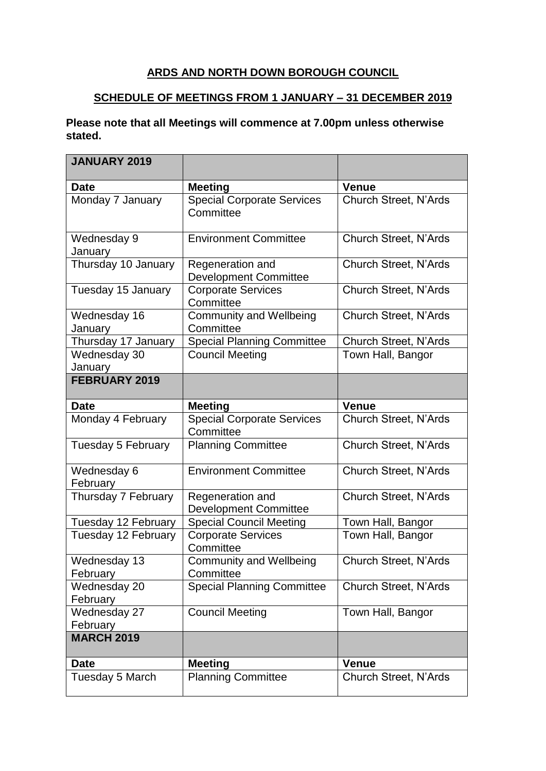# ARDS AND NORTH DOWN BOROUGH COUNCIL

## SCHEDULE OF MEETINGS FROM 1 JANUARY – 31 DECEMBER 2019

**Please note that all Meetings will commence at 7.00pm unless otherwise stated.**

| **JANUARY 2019** | | |
|---|---|---|
| **Date** | **Meeting** | **Venue** |
| Monday 7 January | Special Corporate Services Committee | Church Street, N'Ards |
| Wednesday 9 January | Environment Committee | Church Street, N'Ards |
| Thursday 10 January | Regeneration and Development Committee | Church Street, N'Ards |
| Tuesday 15 January | Corporate Services Committee | Church Street, N'Ards |
| Wednesday 16 January | Community and Wellbeing Committee | Church Street, N'Ards |
| Thursday 17 January | Special Planning Committee | Church Street, N'Ards |
| Wednesday 30 January | Council Meeting | Town Hall, Bangor |
| **FEBRUARY 2019** | | |
| **Date** | **Meeting** | **Venue** |
| Monday 4 February | Special Corporate Services Committee | Church Street, N'Ards |
| Tuesday 5 February | Planning Committee | Church Street, N'Ards |
| Wednesday 6 February | Environment Committee | Church Street, N'Ards |
| Thursday 7 February | Regeneration and Development Committee | Church Street, N'Ards |
| Tuesday 12 February | Special Council Meeting | Town Hall, Bangor |
| Tuesday 12 February | Corporate Services Committee | Town Hall, Bangor |
| Wednesday 13 February | Community and Wellbeing Committee | Church Street, N'Ards |
| Wednesday 20 February | Special Planning Committee | Church Street, N'Ards |
| Wednesday 27 February | Council Meeting | Town Hall, Bangor |
| **MARCH 2019** | | |
| **Date** | **Meeting** | **Venue** |
| Tuesday 5 March | Planning Committee | Church Street, N'Ards |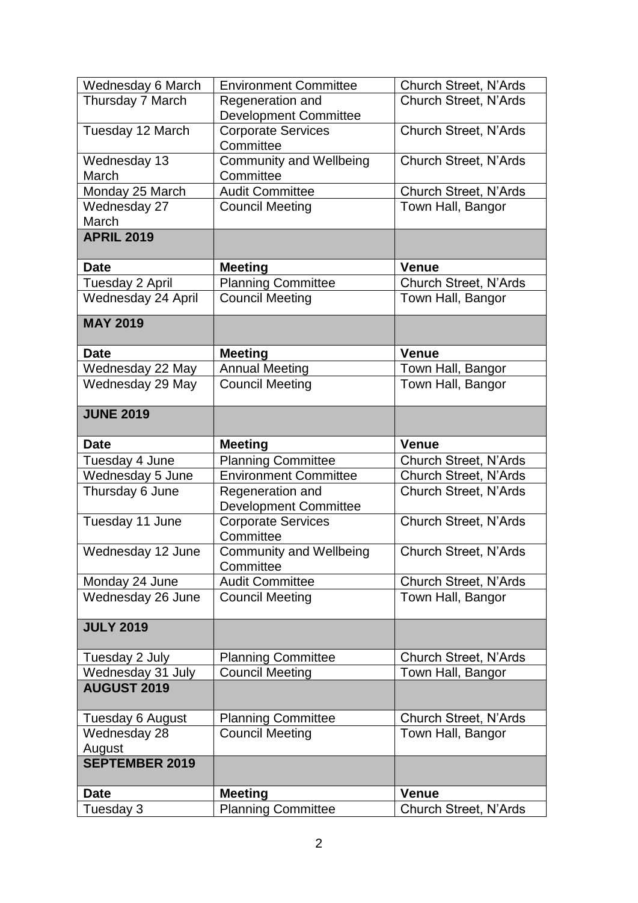| | | |
|---|---|---|
| Wednesday 6 March | Environment Committee | Church Street, N'Ards |
| Thursday 7 March | Regeneration and Development Committee | Church Street, N'Ards |
| Tuesday 12 March | Corporate Services Committee | Church Street, N'Ards |
| Wednesday 13 March | Community and Wellbeing Committee | Church Street, N'Ards |
| Monday 25 March | Audit Committee | Church Street, N'Ards |
| Wednesday 27 March | Council Meeting | Town Hall, Bangor |
| **APRIL 2019** | | |
| **Date** | **Meeting** | **Venue** |
| Tuesday 2 April | Planning Committee | Church Street, N'Ards |
| Wednesday 24 April | Council Meeting | Town Hall, Bangor |
| **MAY 2019** | | |
| **Date** | **Meeting** | **Venue** |
| Wednesday 22 May | Annual Meeting | Town Hall, Bangor |
| Wednesday 29 May | Council Meeting | Town Hall, Bangor |
| **JUNE 2019** | | |
| **Date** | **Meeting** | **Venue** |
| Tuesday 4 June | Planning Committee | Church Street, N'Ards |
| Wednesday 5 June | Environment Committee | Church Street, N'Ards |
| Thursday 6 June | Regeneration and Development Committee | Church Street, N'Ards |
| Tuesday 11 June | Corporate Services Committee | Church Street, N'Ards |
| Wednesday 12 June | Community and Wellbeing Committee | Church Street, N'Ards |
| Monday 24 June | Audit Committee | Church Street, N'Ards |
| Wednesday 26 June | Council Meeting | Town Hall, Bangor |
| **JULY 2019** | | |
| Tuesday 2 July | Planning Committee | Church Street, N'Ards |
| Wednesday 31 July | Council Meeting | Town Hall, Bangor |
| **AUGUST 2019** | | |
| Tuesday 6 August | Planning Committee | Church Street, N'Ards |
| Wednesday 28 August | Council Meeting | Town Hall, Bangor |
| **SEPTEMBER 2019** | | |
| **Date** | **Meeting** | **Venue** |
| Tuesday 3 | Planning Committee | Church Street, N'Ards |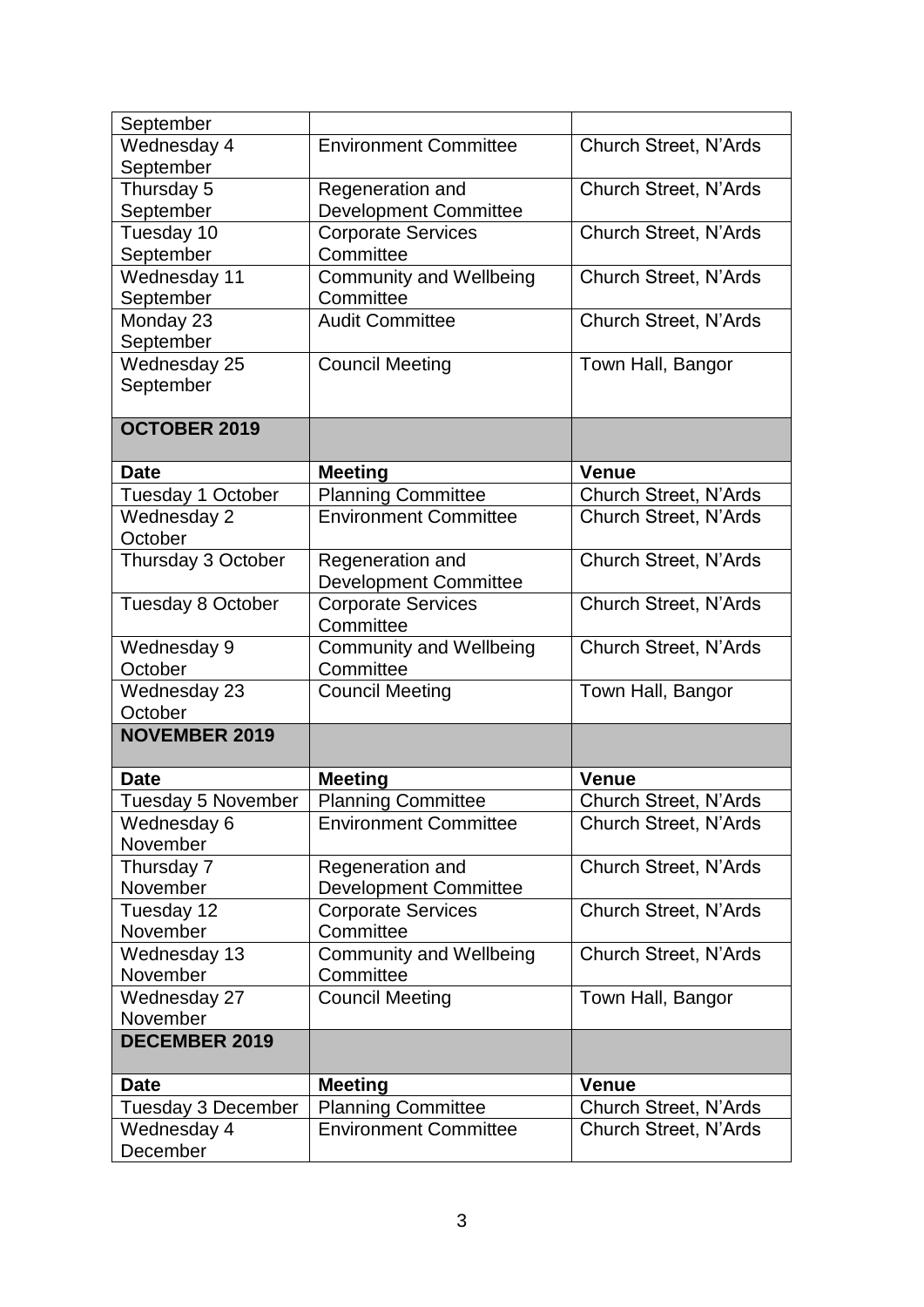| | | |
|---|---|---|
| September | | |
| Wednesday 4 September | Environment Committee | Church Street, N'Ards |
| Thursday 5 September | Regeneration and Development Committee | Church Street, N'Ards |
| Tuesday 10 September | Corporate Services Committee | Church Street, N'Ards |
| Wednesday 11 September | Community and Wellbeing Committee | Church Street, N'Ards |
| Monday 23 September | Audit Committee | Church Street, N'Ards |
| Wednesday 25 September | Council Meeting | Town Hall, Bangor |
| **OCTOBER 2019** | | |
| **Date** | **Meeting** | **Venue** |
| Tuesday 1 October | Planning Committee | Church Street, N'Ards |
| Wednesday 2 October | Environment Committee | Church Street, N'Ards |
| Thursday 3 October | Regeneration and Development Committee | Church Street, N'Ards |
| Tuesday 8 October | Corporate Services Committee | Church Street, N'Ards |
| Wednesday 9 October | Community and Wellbeing Committee | Church Street, N'Ards |
| Wednesday 23 October | Council Meeting | Town Hall, Bangor |
| **NOVEMBER 2019** | | |
| **Date** | **Meeting** | **Venue** |
| Tuesday 5 November | Planning Committee | Church Street, N'Ards |
| Wednesday 6 November | Environment Committee | Church Street, N'Ards |
| Thursday 7 November | Regeneration and Development Committee | Church Street, N'Ards |
| Tuesday 12 November | Corporate Services Committee | Church Street, N'Ards |
| Wednesday 13 November | Community and Wellbeing Committee | Church Street, N'Ards |
| Wednesday 27 November | Council Meeting | Town Hall, Bangor |
| **DECEMBER 2019** | | |
| **Date** | **Meeting** | **Venue** |
| Tuesday 3 December | Planning Committee | Church Street, N'Ards |
| Wednesday 4 December | Environment Committee | Church Street, N'Ards |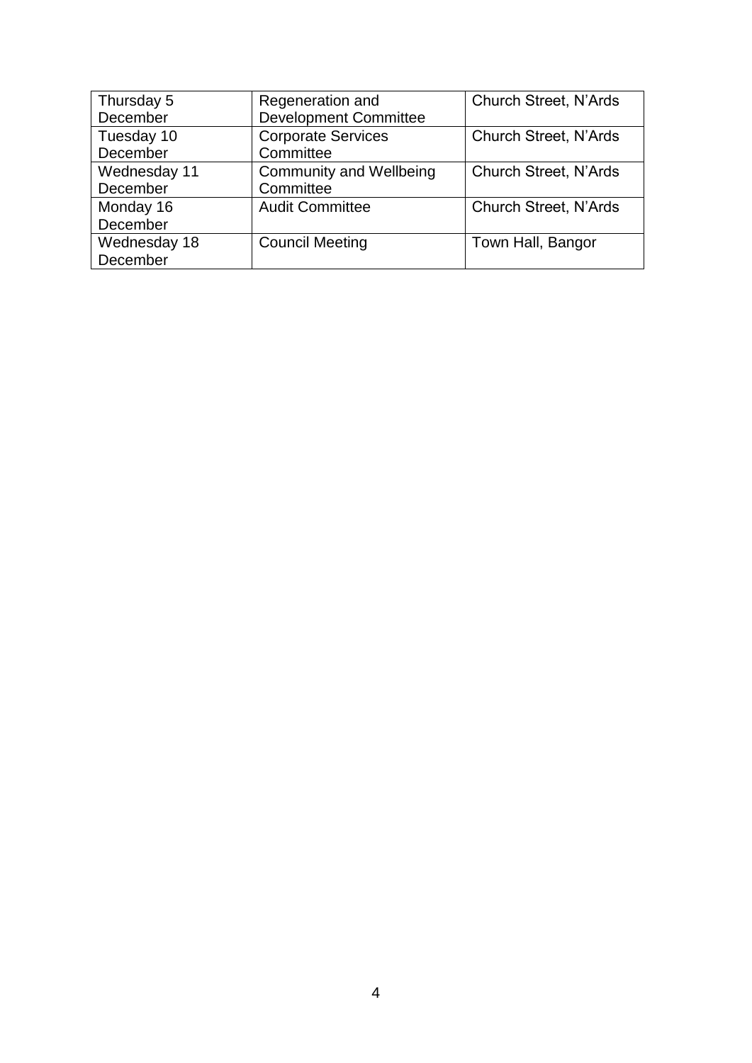| | | |
|---|---|---|
| Thursday 5 December | Regeneration and Development Committee | Church Street, N'Ards |
| Tuesday 10 December | Corporate Services Committee | Church Street, N'Ards |
| Wednesday 11 December | Community and Wellbeing Committee | Church Street, N'Ards |
| Monday 16 December | Audit Committee | Church Street, N'Ards |
| Wednesday 18 December | Council Meeting | Town Hall, Bangor |